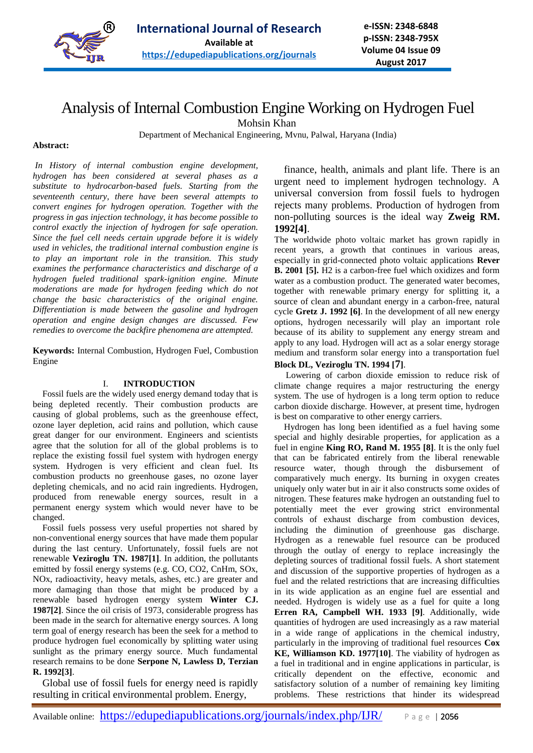# Analysis of Internal Combustion Engine Working on Hydrogen Fuel

Mohsin Khan

Department of Mechanical Engineering, Mvnu, Palwal, Haryana (India)

**Abstract:**

*In History of internal combustion engine development, hydrogen has been considered at several phases as a substitute to hydrocarbon-based fuels. Starting from the seventeenth century, there have been several attempts to convert engines for hydrogen operation. Together with the progress in gas injection technology, it has become possible to control exactly the injection of hydrogen for safe operation. Since the fuel cell needs certain upgrade before it is widely used in vehicles, the traditional internal combustion engine is to play an important role in the transition. This study examines the performance characteristics and discharge of a hydrogen fueled traditional spark-ignition engine. Minute moderations are made for hydrogen feeding which do not change the basic characteristics of the original engine. Differentiation is made between the gasoline and hydrogen operation and engine design changes are discussed. Few remedies to overcome the backfire phenomena are attempted.*

**Keywords:** Internal Combustion, Hydrogen Fuel, Combustion Engine

## I. INTRODUCTION

Fossil fuels are the widely used energy demand today that is being depleted recently. Their combustion products are causing of global problems, such as the greenhouse effect, ozone layer depletion, acid rains and pollution, which cause great danger for our environment. Engineers and scientists agree that the solution for all of the global problems is to replace the existing fossil fuel system with hydrogen energy system. Hydrogen is very efficient and clean fuel. Its combustion products no greenhouse gases, no ozone layer depleting chemicals, and no acid rain ingredients. Hydrogen, produced from renewable energy sources, result in a permanent energy system which would never have to be changed.

Fossil fuels possess very useful properties not shared by non-conventional energy sources that have made them popular during the last century. Unfortunately, fossil fuels are not renewable **Veziroglu TN. 1987[1]**. In addition, the pollutants emitted by fossil energy systems (e.g. CO, $CO_2$, $C_nH_m$, $SO_x$, $NO_x$, radioactivity, heavy metals, ashes, etc.) are greater and more damaging than those that might be produced by a renewable based hydrogen energy system **Winter CJ. 1987[2]**. Since the oil crisis of 1973, considerable progress has been made in the search for alternative energy sources. A long term goal of energy research has been the seek for a method to produce hydrogen fuel economically by splitting water using sunlight as the primary energy source. Much fundamental research remains to be done **Serpone N, Lawless D, Terzian R. 1992[3]**.

Global use of fossil fuels for energy need is rapidly resulting in critical environmental problem. Energy, finance, health, animals and plant life. There is an urgent need to implement hydrogen technology. A universal conversion from fossil fuels to hydrogen rejects many problems. Production of hydrogen from non-polluting sources is the ideal way **Zweig RM. 1992[4]**.

The worldwide photo voltaic market has grown rapidly in recent years, a growth that continues in various areas, especially in grid-connected photo voltaic applications **Rever B. 2001 [5].** H2 is a carbon-free fuel which oxidizes and form water as a combustion product. The generated water becomes, together with renewable primary energy for splitting it, a source of clean and abundant energy in a carbon-free, natural cycle **Gretz J. 1992 [6]**. In the development of all new energy options, hydrogen necessarily will play an important role because of its ability to supplement any energy stream and apply to any load. Hydrogen will act as a solar energy storage medium and transform solar energy into a transportation fuel **Block DL, Veziroglu TN. 1994 [7]**.

Lowering of carbon dioxide emission to reduce risk of climate change requires a major restructuring the energy system. The use of hydrogen is a long term option to reduce carbon dioxide discharge. However, at present time, hydrogen is best on comparative to other energy carriers.

Hydrogen has long been identified as a fuel having some special and highly desirable properties, for application as a fuel in engine **King RO, Rand M. 1955 [8]**. It is the only fuel that can be fabricated entirely from the liberal renewable resource water, though through the disbursement of comparatively much energy. Its burning in oxygen creates uniquely only water but in air it also constructs some oxides of nitrogen. These features make hydrogen an outstanding fuel to potentially meet the ever growing strict environmental controls of exhaust discharge from combustion devices, including the diminution of greenhouse gas discharge. Hydrogen as a renewable fuel resource can be produced through the outlay of energy to replace increasingly the depleting sources of traditional fossil fuels. A short statement and discussion of the supportive properties of hydrogen as a fuel and the related restrictions that are increasing difficulties in its wide application as an engine fuel are essential and needed. Hydrogen is widely use as a fuel for quite a long **Erren RA, Campbell WH. 1933 [9]**. Additionally, wide quantities of hydrogen are used increasingly as a raw material in a wide range of applications in the chemical industry, particularly in the improving of traditional fuel resources **Cox KE, Williamson KD. 1977[10]**. The viability of hydrogen as a fuel in traditional and in engine applications in particular, is critically dependent on the effective, economic and satisfactory solution of a number of remaining key limiting problems. These restrictions that hinder its widespread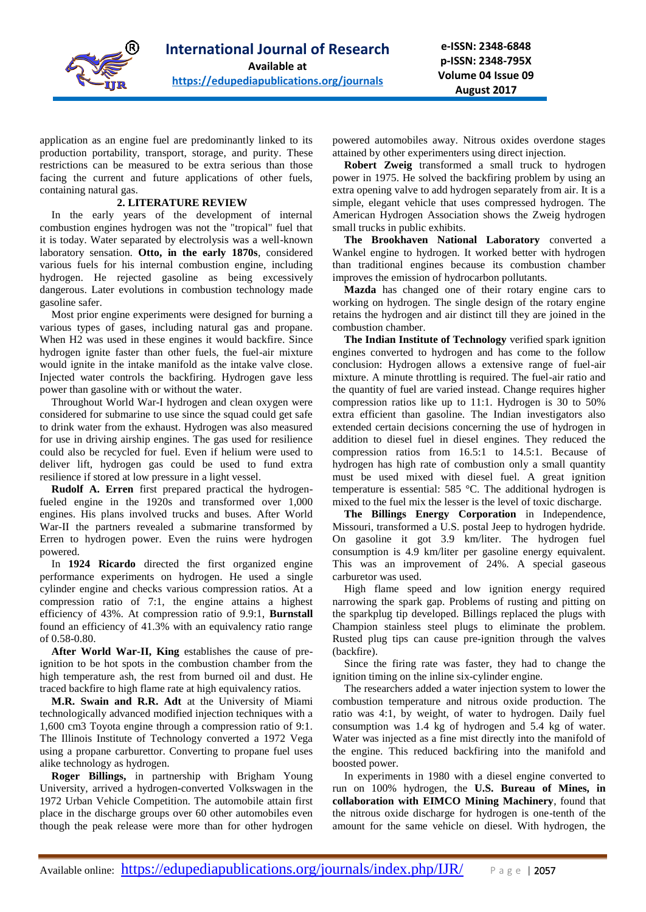application as an engine fuel are predominantly linked to its production portability, transport, storage, and purity. These restrictions can be measured to be extra serious than those facing the current and future applications of other fuels, containing natural gas.

## 2. LITERATURE REVIEW

In the early years of the development of internal combustion engines hydrogen was not the "tropical" fuel that it is today. Water separated by electrolysis was a well-known laboratory sensation. **Otto, in the early 1870s**, considered various fuels for his internal combustion engine, including hydrogen. He rejected gasoline as being excessively dangerous. Later evolutions in combustion technology made gasoline safer.

Most prior engine experiments were designed for burning a various types of gases, including natural gas and propane. When H2 was used in these engines it would backfire. Since hydrogen ignite faster than other fuels, the fuel-air mixture would ignite in the intake manifold as the intake valve close. Injected water controls the backfiring. Hydrogen gave less power than gasoline with or without the water.

Throughout World War-I hydrogen and clean oxygen were considered for submarine to use since the squad could get safe to drink water from the exhaust. Hydrogen was also measured for use in driving airship engines. The gas used for resilience could also be recycled for fuel. Even if helium were used to deliver lift, hydrogen gas could be used to fund extra resilience if stored at low pressure in a light vessel.

**Rudolf A. Erren** first prepared practical the hydrogen-fueled engine in the 1920s and transformed over 1,000 engines. His plans involved trucks and buses. After World War-II the partners revealed a submarine transformed by Erren to hydrogen power. Even the ruins were hydrogen powered.

In **1924 Ricardo** directed the first organized engine performance experiments on hydrogen. He used a single cylinder engine and checks various compression ratios. At a compression ratio of 7:1, the engine attains a highest efficiency of 43%. At compression ratio of 9.9:1, **Burnstall** found an efficiency of 41.3% with an equivalency ratio range of 0.58-0.80.

**After World War-II, King** establishes the cause of pre-ignition to be hot spots in the combustion chamber from the high temperature ash, the rest from burned oil and dust. He traced backfire to high flame rate at high equivalency ratios.

**M.R. Swain and R.R. Adt** at the University of Miami technologically advanced modified injection techniques with a 1,600 cm3 Toyota engine through a compression ratio of 9:1. The Illinois Institute of Technology converted a 1972 Vega using a propane carburettor. Converting to propane fuel uses alike technology as hydrogen.

**Roger Billings,** in partnership with Brigham Young University, arrived a hydrogen-converted Volkswagen in the 1972 Urban Vehicle Competition. The automobile attain first place in the discharge groups over 60 other automobiles even though the peak release were more than for other hydrogen powered automobiles away. Nitrous oxides overdone stages attained by other experimenters using direct injection.

**Robert Zweig** transformed a small truck to hydrogen power in 1975. He solved the backfiring problem by using an extra opening valve to add hydrogen separately from air. It is a simple, elegant vehicle that uses compressed hydrogen. The American Hydrogen Association shows the Zweig hydrogen small trucks in public exhibits.

**The Brookhaven National Laboratory** converted a Wankel engine to hydrogen. It worked better with hydrogen than traditional engines because its combustion chamber improves the emission of hydrocarbon pollutants.

**Mazda** has changed one of their rotary engine cars to working on hydrogen. The single design of the rotary engine retains the hydrogen and air distinct till they are joined in the combustion chamber.

**The Indian Institute of Technology** verified spark ignition engines converted to hydrogen and has come to the follow conclusion: Hydrogen allows a extensive range of fuel-air mixture. A minute throttling is required. The fuel-air ratio and the quantity of fuel are varied instead. Change requires higher compression ratios like up to 11:1. Hydrogen is 30 to 50% extra efficient than gasoline. The Indian investigators also extended certain decisions concerning the use of hydrogen in addition to diesel fuel in diesel engines. They reduced the compression ratios from 16.5:1 to 14.5:1. Because of hydrogen has high rate of combustion only a small quantity must be used mixed with diesel fuel. A great ignition temperature is essential: 585 °C. The additional hydrogen is mixed to the fuel mix the lesser is the level of toxic discharge.

**The Billings Energy Corporation** in Independence, Missouri, transformed a U.S. postal Jeep to hydrogen hydride. On gasoline it got 3.9 km/liter. The hydrogen fuel consumption is 4.9 km/liter per gasoline energy equivalent. This was an improvement of 24%. A special gaseous carburetor was used.

High flame speed and low ignition energy required narrowing the spark gap. Problems of rusting and pitting on the sparkplug tip developed. Billings replaced the plugs with Champion stainless steel plugs to eliminate the problem. Rusted plug tips can cause pre-ignition through the valves (backfire).

Since the firing rate was faster, they had to change the ignition timing on the inline six-cylinder engine.

The researchers added a water injection system to lower the combustion temperature and nitrous oxide production. The ratio was 4:1, by weight, of water to hydrogen. Daily fuel consumption was 1.4 kg of hydrogen and 5.4 kg of water. Water was injected as a fine mist directly into the manifold of the engine. This reduced backfiring into the manifold and boosted power.

In experiments in 1980 with a diesel engine converted to run on 100% hydrogen, the **U.S. Bureau of Mines, in collaboration with EIMCO Mining Machinery**, found that the nitrous oxide discharge for hydrogen is one-tenth of the amount for the same vehicle on diesel. With hydrogen, the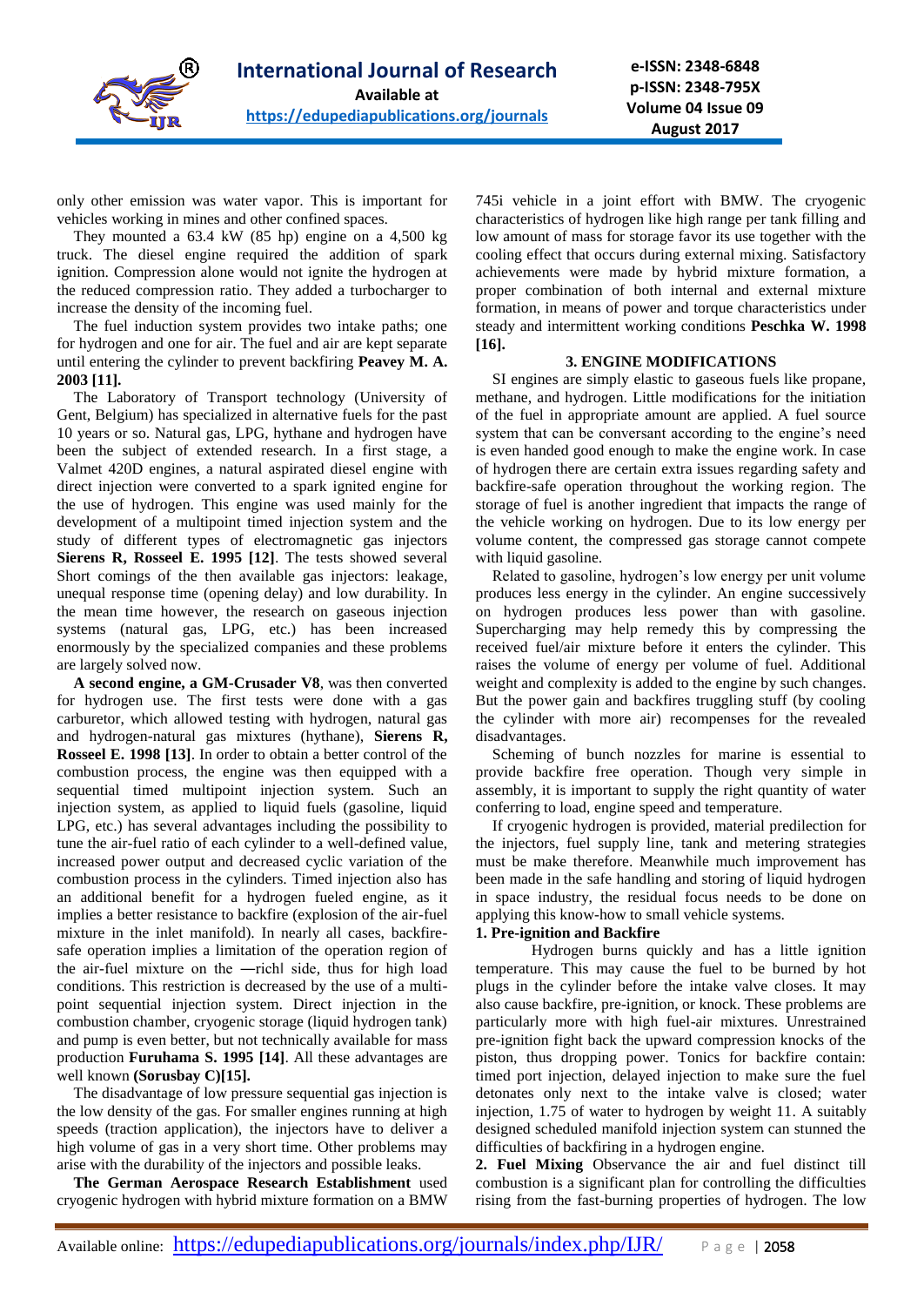only other emission was water vapor. This is important for vehicles working in mines and other confined spaces.

They mounted a 63.4 kW (85 hp) engine on a 4,500 kg truck. The diesel engine required the addition of spark ignition. Compression alone would not ignite the hydrogen at the reduced compression ratio. They added a turbocharger to increase the density of the incoming fuel.

The fuel induction system provides two intake paths; one for hydrogen and one for air. The fuel and air are kept separate until entering the cylinder to prevent backfiring **Peavey M. A. 2003 [11].**

The Laboratory of Transport technology (University of Gent, Belgium) has specialized in alternative fuels for the past 10 years or so. Natural gas, LPG, hythane and hydrogen have been the subject of extended research. In a first stage, a Valmet 420D engines, a natural aspirated diesel engine with direct injection were converted to a spark ignited engine for the use of hydrogen. This engine was used mainly for the development of a multipoint timed injection system and the study of different types of electromagnetic gas injectors **Sierens R, Rosseel E. 1995 [12]**. The tests showed several Short comings of the then available gas injectors: leakage, unequal response time (opening delay) and low durability. In the mean time however, the research on gaseous injection systems (natural gas, LPG, etc.) has been increased enormously by the specialized companies and these problems are largely solved now.

**A second engine, a GM-Crusader V8**, was then converted for hydrogen use. The first tests were done with a gas carburetor, which allowed testing with hydrogen, natural gas and hydrogen-natural gas mixtures (hythane), **Sierens R, Rosseel E. 1998 [13]**. In order to obtain a better control of the combustion process, the engine was then equipped with a sequential timed multipoint injection system. Such an injection system, as applied to liquid fuels (gasoline, liquid LPG, etc.) has several advantages including the possibility to tune the air-fuel ratio of each cylinder to a well-defined value, increased power output and decreased cyclic variation of the combustion process in the cylinders. Timed injection also has an additional benefit for a hydrogen fueled engine, as it implies a better resistance to backfire (explosion of the air-fuel mixture in the inlet manifold). In nearly all cases, backfire-safe operation implies a limitation of the operation region of the air-fuel mixture on the ―richǁ side, thus for high load conditions. This restriction is decreased by the use of a multi-point sequential injection system. Direct injection in the combustion chamber, cryogenic storage (liquid hydrogen tank) and pump is even better, but not technically available for mass production **Furuhama S. 1995 [14]**. All these advantages are well known **(Sorusbay C)[15].**

The disadvantage of low pressure sequential gas injection is the low density of the gas. For smaller engines running at high speeds (traction application), the injectors have to deliver a high volume of gas in a very short time. Other problems may arise with the durability of the injectors and possible leaks.

**The German Aerospace Research Establishment** used cryogenic hydrogen with hybrid mixture formation on a BMW 745i vehicle in a joint effort with BMW. The cryogenic characteristics of hydrogen like high range per tank filling and low amount of mass for storage favor its use together with the cooling effect that occurs during external mixing. Satisfactory achievements were made by hybrid mixture formation, a proper combination of both internal and external mixture formation, in means of power and torque characteristics under steady and intermittent working conditions **Peschka W. 1998 [16].**

## 3. ENGINE MODIFICATIONS

SI engines are simply elastic to gaseous fuels like propane, methane, and hydrogen. Little modifications for the initiation of the fuel in appropriate amount are applied. A fuel source system that can be conversant according to the engine's need is even handed good enough to make the engine work. In case of hydrogen there are certain extra issues regarding safety and backfire-safe operation throughout the working region. The storage of fuel is another ingredient that impacts the range of the vehicle working on hydrogen. Due to its low energy per volume content, the compressed gas storage cannot compete with liquid gasoline.

Related to gasoline, hydrogen's low energy per unit volume produces less energy in the cylinder. An engine successively on hydrogen produces less power than with gasoline. Supercharging may help remedy this by compressing the received fuel/air mixture before it enters the cylinder. This raises the volume of energy per volume of fuel. Additional weight and complexity is added to the engine by such changes. But the power gain and backfires truggling stuff (by cooling the cylinder with more air) recompenses for the revealed disadvantages.

Scheming of bunch nozzles for marine is essential to provide backfire free operation. Though very simple in assembly, it is important to supply the right quantity of water conferring to load, engine speed and temperature.

If cryogenic hydrogen is provided, material predilection for the injectors, fuel supply line, tank and metering strategies must be make therefore. Meanwhile much improvement has been made in the safe handling and storing of liquid hydrogen in space industry, the residual focus needs to be done on applying this know-how to small vehicle systems.

**1. Pre-ignition and Backfire**

Hydrogen burns quickly and has a little ignition temperature. This may cause the fuel to be burned by hot plugs in the cylinder before the intake valve closes. It may also cause backfire, pre-ignition, or knock. These problems are particularly more with high fuel-air mixtures. Unrestrained pre-ignition fight back the upward compression knocks of the piston, thus dropping power. Tonics for backfire contain: timed port injection, delayed injection to make sure the fuel detonates only next to the intake valve is closed; water injection, 1.75 of water to hydrogen by weight 11. A suitably designed scheduled manifold injection system can stunned the difficulties of backfiring in a hydrogen engine.

**2. Fuel Mixing** Observance the air and fuel distinct till combustion is a significant plan for controlling the difficulties rising from the fast-burning properties of hydrogen. The low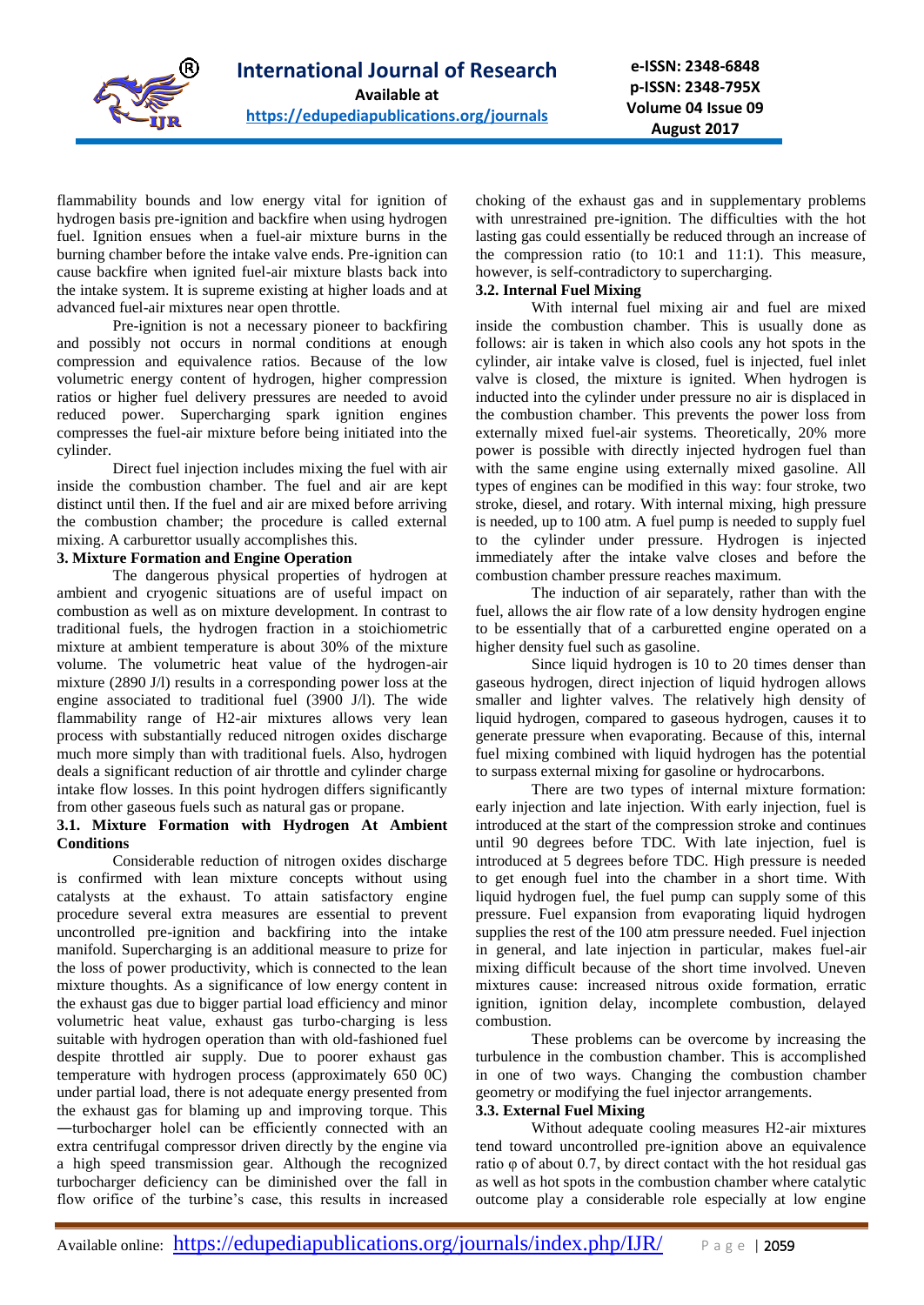flammability bounds and low energy vital for ignition of hydrogen basis pre-ignition and backfire when using hydrogen fuel. Ignition ensues when a fuel-air mixture burns in the burning chamber before the intake valve ends. Pre-ignition can cause backfire when ignited fuel-air mixture blasts back into the intake system. It is supreme existing at higher loads and at advanced fuel-air mixtures near open throttle.

Pre-ignition is not a necessary pioneer to backfiring and possibly not occurs in normal conditions at enough compression and equivalence ratios. Because of the low volumetric energy content of hydrogen, higher compression ratios or higher fuel delivery pressures are needed to avoid reduced power. Supercharging spark ignition engines compresses the fuel-air mixture before being initiated into the cylinder.

Direct fuel injection includes mixing the fuel with air inside the combustion chamber. The fuel and air are kept distinct until then. If the fuel and air are mixed before arriving the combustion chamber; the procedure is called external mixing. A carburettor usually accomplishes this.

### 3. Mixture Formation and Engine Operation

The dangerous physical properties of hydrogen at ambient and cryogenic situations are of useful impact on combustion as well as on mixture development. In contrast to traditional fuels, the hydrogen fraction in a stoichiometric mixture at ambient temperature is about 30% of the mixture volume. The volumetric heat value of the hydrogen-air mixture (2890 J/l) results in a corresponding power loss at the engine associated to traditional fuel (3900 J/l). The wide flammability range of H2-air mixtures allows very lean process with substantially reduced nitrogen oxides discharge much more simply than with traditional fuels. Also, hydrogen deals a significant reduction of air throttle and cylinder charge intake flow losses. In this point hydrogen differs significantly from other gaseous fuels such as natural gas or propane.

#### 3.1. Mixture Formation with Hydrogen At Ambient Conditions

Considerable reduction of nitrogen oxides discharge is confirmed with lean mixture concepts without using catalysts at the exhaust. To attain satisfactory engine procedure several extra measures are essential to prevent uncontrolled pre-ignition and backfiring into the intake manifold. Supercharging is an additional measure to prize for the loss of power productivity, which is connected to the lean mixture thoughts. As a significance of low energy content in the exhaust gas due to bigger partial load efficiency and minor volumetric heat value, exhaust gas turbo-charging is less suitable with hydrogen operation than with old-fashioned fuel despite throttled air supply. Due to poorer exhaust gas temperature with hydrogen process (approximately 650 0C) under partial load, there is not adequate energy presented from the exhaust gas for blaming up and improving torque. This ―turbocharger hole‖ can be efficiently connected with an extra centrifugal compressor driven directly by the engine via a high speed transmission gear. Although the recognized turbocharger deficiency can be diminished over the fall in flow orifice of the turbine's case, this results in increased choking of the exhaust gas and in supplementary problems with unrestrained pre-ignition. The difficulties with the hot lasting gas could essentially be reduced through an increase of the compression ratio (to 10:1 and 11:1). This measure, however, is self-contradictory to supercharging.

#### 3.2. Internal Fuel Mixing

With internal fuel mixing air and fuel are mixed inside the combustion chamber. This is usually done as follows: air is taken in which also cools any hot spots in the cylinder, air intake valve is closed, fuel is injected, fuel inlet valve is closed, the mixture is ignited. When hydrogen is inducted into the cylinder under pressure no air is displaced in the combustion chamber. This prevents the power loss from externally mixed fuel-air systems. Theoretically, 20% more power is possible with directly injected hydrogen fuel than with the same engine using externally mixed gasoline. All types of engines can be modified in this way: four stroke, two stroke, diesel, and rotary. With internal mixing, high pressure is needed, up to 100 atm. A fuel pump is needed to supply fuel to the cylinder under pressure. Hydrogen is injected immediately after the intake valve closes and before the combustion chamber pressure reaches maximum.

The induction of air separately, rather than with the fuel, allows the air flow rate of a low density hydrogen engine to be essentially that of a carburetted engine operated on a higher density fuel such as gasoline.

Since liquid hydrogen is 10 to 20 times denser than gaseous hydrogen, direct injection of liquid hydrogen allows smaller and lighter valves. The relatively high density of liquid hydrogen, compared to gaseous hydrogen, causes it to generate pressure when evaporating. Because of this, internal fuel mixing combined with liquid hydrogen has the potential to surpass external mixing for gasoline or hydrocarbons.

There are two types of internal mixture formation: early injection and late injection. With early injection, fuel is introduced at the start of the compression stroke and continues until 90 degrees before TDC. With late injection, fuel is introduced at 5 degrees before TDC. High pressure is needed to get enough fuel into the chamber in a short time. With liquid hydrogen fuel, the fuel pump can supply some of this pressure. Fuel expansion from evaporating liquid hydrogen supplies the rest of the 100 atm pressure needed. Fuel injection in general, and late injection in particular, makes fuel-air mixing difficult because of the short time involved. Uneven mixtures cause: increased nitrous oxide formation, erratic ignition, ignition delay, incomplete combustion, delayed combustion.

These problems can be overcome by increasing the turbulence in the combustion chamber. This is accomplished in one of two ways. Changing the combustion chamber geometry or modifying the fuel injector arrangements.

#### 3.3. External Fuel Mixing

Without adequate cooling measures H2-air mixtures tend toward uncontrolled pre-ignition above an equivalence ratio $\varphi$ of about 0.7, by direct contact with the hot residual gas as well as hot spots in the combustion chamber where catalytic outcome play a considerable role especially at low engine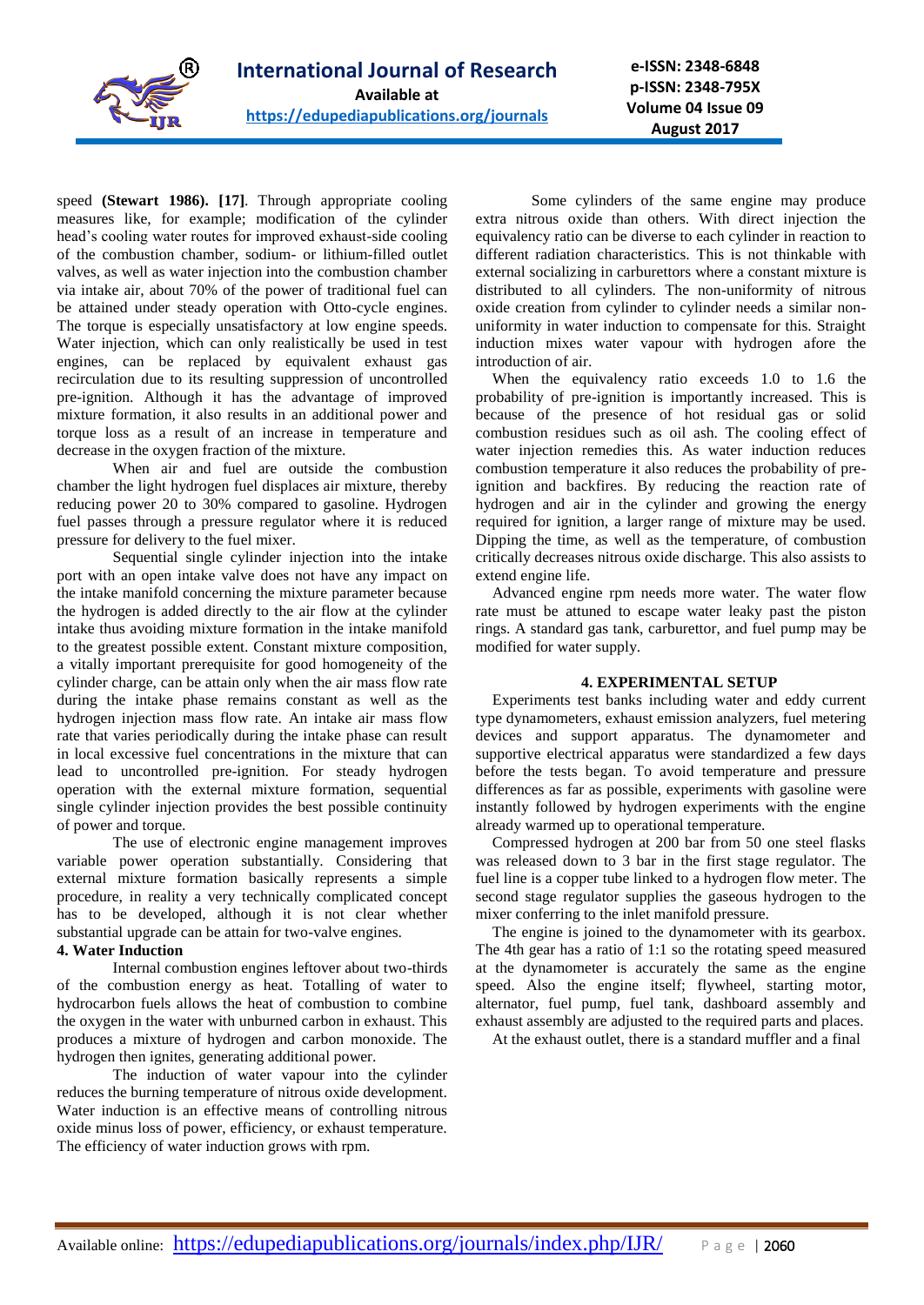speed **(Stewart 1986). [17]**. Through appropriate cooling measures like, for example; modification of the cylinder head's cooling water routes for improved exhaust-side cooling of the combustion chamber, sodium- or lithium-filled outlet valves, as well as water injection into the combustion chamber via intake air, about 70% of the power of traditional fuel can be attained under steady operation with Otto-cycle engines. The torque is especially unsatisfactory at low engine speeds. Water injection, which can only realistically be used in test engines, can be replaced by equivalent exhaust gas recirculation due to its resulting suppression of uncontrolled pre-ignition. Although it has the advantage of improved mixture formation, it also results in an additional power and torque loss as a result of an increase in temperature and decrease in the oxygen fraction of the mixture.

When air and fuel are outside the combustion chamber the light hydrogen fuel displaces air mixture, thereby reducing power 20 to 30% compared to gasoline. Hydrogen fuel passes through a pressure regulator where it is reduced pressure for delivery to the fuel mixer.

Sequential single cylinder injection into the intake port with an open intake valve does not have any impact on the intake manifold concerning the mixture parameter because the hydrogen is added directly to the air flow at the cylinder intake thus avoiding mixture formation in the intake manifold to the greatest possible extent. Constant mixture composition, a vitally important prerequisite for good homogeneity of the cylinder charge, can be attain only when the air mass flow rate during the intake phase remains constant as well as the hydrogen injection mass flow rate. An intake air mass flow rate that varies periodically during the intake phase can result in local excessive fuel concentrations in the mixture that can lead to uncontrolled pre-ignition. For steady hydrogen operation with the external mixture formation, sequential single cylinder injection provides the best possible continuity of power and torque.

The use of electronic engine management improves variable power operation substantially. Considering that external mixture formation basically represents a simple procedure, in reality a very technically complicated concept has to be developed, although it is not clear whether substantial upgrade can be attain for two-valve engines.

**4. Water Induction**

Internal combustion engines leftover about two-thirds of the combustion energy as heat. Totalling of water to hydrocarbon fuels allows the heat of combustion to combine the oxygen in the water with unburned carbon in exhaust. This produces a mixture of hydrogen and carbon monoxide. The hydrogen then ignites, generating additional power.

The induction of water vapour into the cylinder reduces the burning temperature of nitrous oxide development. Water induction is an effective means of controlling nitrous oxide minus loss of power, efficiency, or exhaust temperature. The efficiency of water induction grows with rpm.

Some cylinders of the same engine may produce extra nitrous oxide than others. With direct injection the equivalency ratio can be diverse to each cylinder in reaction to different radiation characteristics. This is not thinkable with external socializing in carburettors where a constant mixture is distributed to all cylinders. The non-uniformity of nitrous oxide creation from cylinder to cylinder needs a similar non-uniformity in water induction to compensate for this. Straight induction mixes water vapour with hydrogen afore the introduction of air.

When the equivalency ratio exceeds 1.0 to 1.6 the probability of pre-ignition is importantly increased. This is because of the presence of hot residual gas or solid combustion residues such as oil ash. The cooling effect of water injection remedies this. As water induction reduces combustion temperature it also reduces the probability of pre-ignition and backfires. By reducing the reaction rate of hydrogen and air in the cylinder and growing the energy required for ignition, a larger range of mixture may be used. Dipping the time, as well as the temperature, of combustion critically decreases nitrous oxide discharge. This also assists to extend engine life.

Advanced engine rpm needs more water. The water flow rate must be attuned to escape water leaky past the piston rings. A standard gas tank, carburettor, and fuel pump may be modified for water supply.

**4. EXPERIMENTAL SETUP**

Experiments test banks including water and eddy current type dynamometers, exhaust emission analyzers, fuel metering devices and support apparatus. The dynamometer and supportive electrical apparatus were standardized a few days before the tests began. To avoid temperature and pressure differences as far as possible, experiments with gasoline were instantly followed by hydrogen experiments with the engine already warmed up to operational temperature.

Compressed hydrogen at 200 bar from 50 one steel flasks was released down to 3 bar in the first stage regulator. The fuel line is a copper tube linked to a hydrogen flow meter. The second stage regulator supplies the gaseous hydrogen to the mixer conferring to the inlet manifold pressure.

The engine is joined to the dynamometer with its gearbox. The 4th gear has a ratio of 1:1 so the rotating speed measured at the dynamometer is accurately the same as the engine speed. Also the engine itself; flywheel, starting motor, alternator, fuel pump, fuel tank, dashboard assembly and exhaust assembly are adjusted to the required parts and places.

At the exhaust outlet, there is a standard muffler and a final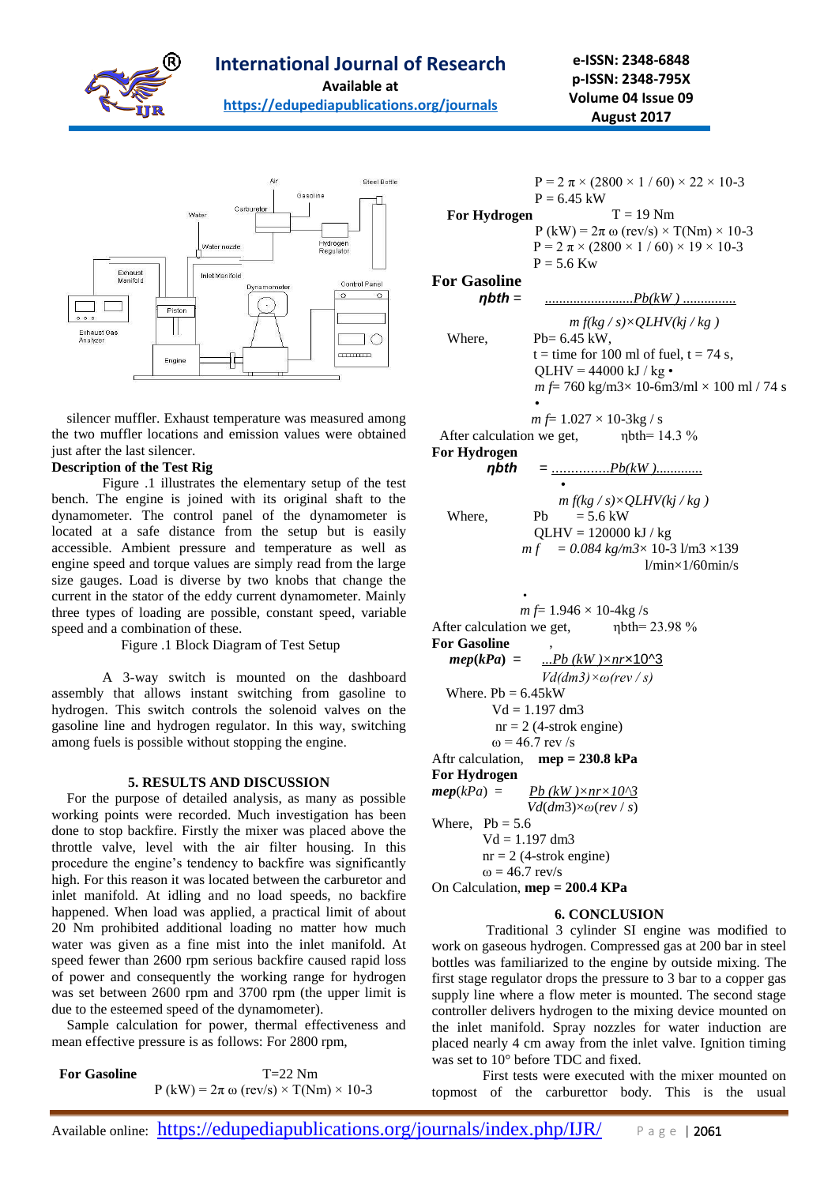Air

Steel Bottle

Gasoline

Carburetor

Water

Water nozzle

Hydrogen Regulator

Exhaust Manifold

Inlet Manifold

Dynamometer

Control Panel

Piston

Exhaust Gas Analyzer

Engine

silencer muffler. Exhaust temperature was measured among the two muffler locations and emission values were obtained just after the last silencer.

**Description of the Test Rig**

Figure .1 illustrates the elementary setup of the test bench. The engine is joined with its original shaft to the dynamometer. The control panel of the dynamometer is located at a safe distance from the setup but is easily accessible. Ambient pressure and temperature as well as engine speed and torque values are simply read from the large size gauges. Load is diverse by two knobs that change the current in the stator of the eddy current dynamometer. Mainly three types of loading are possible, constant speed, variable speed and a combination of these.

Figure .1 Block Diagram of Test Setup

A 3-way switch is mounted on the dashboard assembly that allows instant switching from gasoline to hydrogen. This switch controls the solenoid valves on the gasoline line and hydrogen regulator. In this way, switching among fuels is possible without stopping the engine.

## 5. RESULTS AND DISCUSSION

For the purpose of detailed analysis, as many as possible working points were recorded. Much investigation has been done to stop backfire. Firstly the mixer was placed above the throttle valve, level with the air filter housing. In this procedure the engine's tendency to backfire was significantly high. For this reason it was located between the carburetor and inlet manifold. At idling and no load speeds, no backfire happened. When load was applied, a practical limit of about 20 Nm prohibited additional loading no matter how much water was given as a fine mist into the inlet manifold. At speed fewer than 2600 rpm serious backfire caused rapid loss of power and consequently the working range for hydrogen was set between 2600 rpm and 3700 rpm (the upper limit is due to the esteemed speed of the dynamometer).

Sample calculation for power, thermal effectiveness and mean effective pressure is as follows: For 2800 rpm,

**For Gasoline** T=22 Nm

$$P\ (kW) = 2\pi\ \omega\ (rev/s) \times T(Nm) \times 10\text{-}3$$

$$P = 2\ \pi \times (2800 \times 1 / 60) \times 22 \times 10\text{-}3$$

$$P = 6.45\ kW$$

**For Hydrogen** T = 19 Nm

$$P\ (kW) = 2\pi\ \omega\ (rev/s) \times T(Nm) \times 10\text{-}3$$

$$P = 2\ \pi \times (2800 \times 1 / 60) \times 19 \times 10\text{-}3$$

$$P = 5.6\ Kw$$

**For Gasoline**

$$\eta bth = \frac{Pb(kW)}{\dot{m} f(kg/s) \times QLHV(kj/kg)}$$

Where, Pb= 6.45 kW,
t = time for 100 ml of fuel, t = 74 s,
QLHV = 44000 kJ / kg
$\dot{m} f$= 760 kg/m3× 10-6m3/ml × 100 ml / 74 s

$\dot{m} f$= 1.027 × 10-3kg / s

After calculation we get, ηbth= 14.3 %

**For Hydrogen**

$$\eta bth = \frac{Pb(kW)}{\dot{m} f(kg/s) \times QLHV(kj/kg)}$$

Where, Pb = 5.6 kW
QLHV = 120000 kJ / kg
$\dot{m} f$ = 0.084 kg/m3× 10-3 l/m3 ×139 l/min×1/60min/s

$\dot{m} f$= 1.946 × 10-4kg /s

After calculation we get, ηbth= 23.98 %

**For Gasoline**

$$mep(kPa) = \frac{Pb\ (kW) \times nr \times 10^3}{Vd(dm3) \times \omega(rev/s)}$$

Where. Pb = 6.45kW
Vd = 1.197 dm3
nr = 2 (4-strok engine)
ω = 46.7 rev /s

Aftr calculation, **mep = 230.8 kPa**

**For Hydrogen**

$$mep(kPa) = \frac{Pb\ (kW) \times nr \times 10^3}{Vd(dm3) \times \omega(rev/s)}$$

Where, Pb = 5.6
Vd = 1.197 dm3
nr = 2 (4-strok engine)
ω = 46.7 rev/s

On Calculation, **mep = 200.4 KPa**

## 6. CONCLUSION

Traditional 3 cylinder SI engine was modified to work on gaseous hydrogen. Compressed gas at 200 bar in steel bottles was familiarized to the engine by outside mixing. The first stage regulator drops the pressure to 3 bar to a copper gas supply line where a flow meter is mounted. The second stage controller delivers hydrogen to the mixing device mounted on the inlet manifold. Spray nozzles for water induction are placed nearly 4 cm away from the inlet valve. Ignition timing was set to 10° before TDC and fixed.

First tests were executed with the mixer mounted on topmost of the carburettor body. This is the usual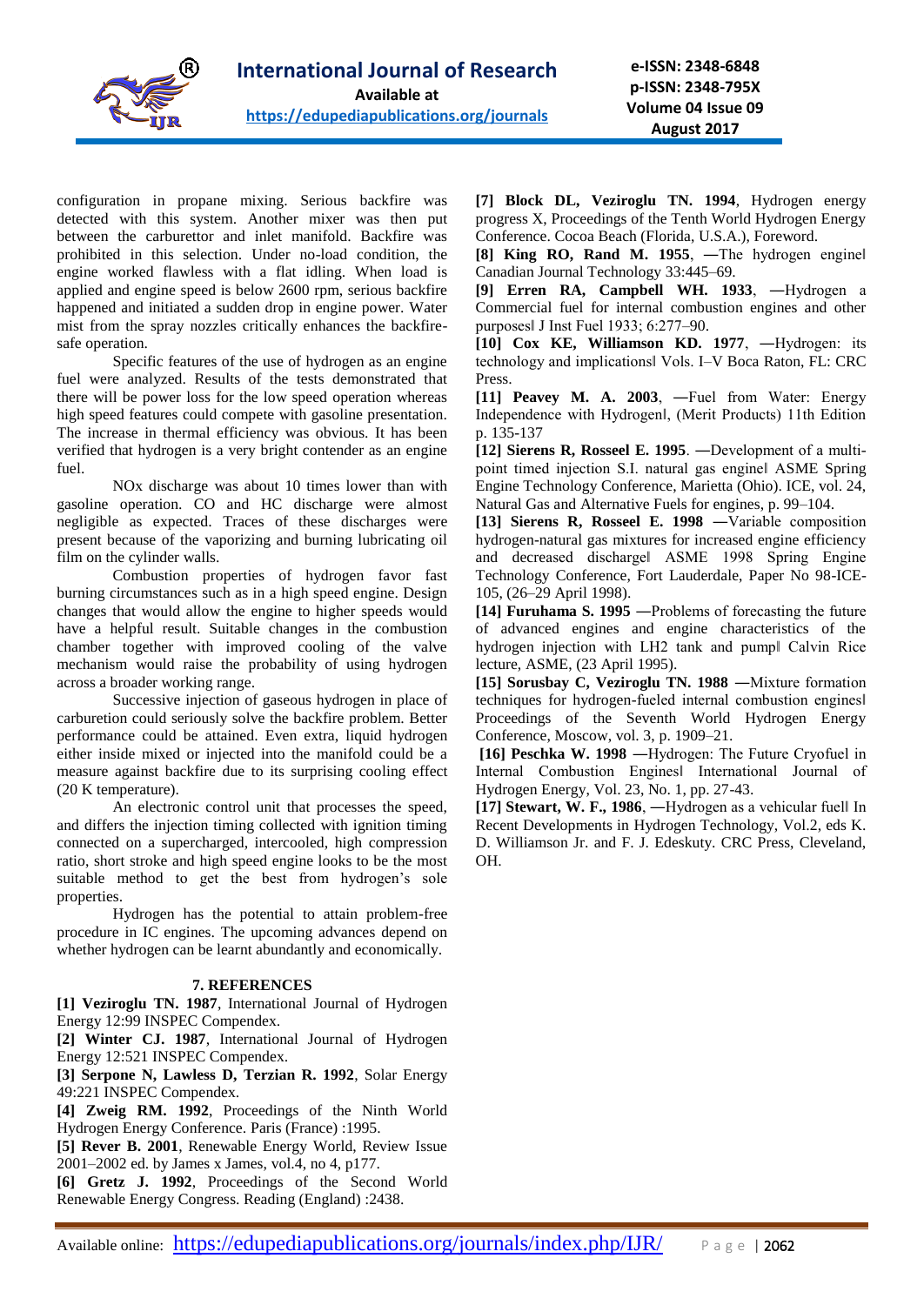configuration in propane mixing. Serious backfire was detected with this system. Another mixer was then put between the carburettor and inlet manifold. Backfire was prohibited in this selection. Under no-load condition, the engine worked flawless with a flat idling. When load is applied and engine speed is below 2600 rpm, serious backfire happened and initiated a sudden drop in engine power. Water mist from the spray nozzles critically enhances the backfire-safe operation.

Specific features of the use of hydrogen as an engine fuel were analyzed. Results of the tests demonstrated that there will be power loss for the low speed operation whereas high speed features could compete with gasoline presentation. The increase in thermal efficiency was obvious. It has been verified that hydrogen is a very bright contender as an engine fuel.

NOx discharge was about 10 times lower than with gasoline operation. CO and HC discharge were almost negligible as expected. Traces of these discharges were present because of the vaporizing and burning lubricating oil film on the cylinder walls.

Combustion properties of hydrogen favor fast burning circumstances such as in a high speed engine. Design changes that would allow the engine to higher speeds would have a helpful result. Suitable changes in the combustion chamber together with improved cooling of the valve mechanism would raise the probability of using hydrogen across a broader working range.

Successive injection of gaseous hydrogen in place of carburetion could seriously solve the backfire problem. Better performance could be attained. Even extra, liquid hydrogen either inside mixed or injected into the manifold could be a measure against backfire due to its surprising cooling effect (20 K temperature).

An electronic control unit that processes the speed, and differs the injection timing collected with ignition timing connected on a supercharged, intercooled, high compression ratio, short stroke and high speed engine looks to be the most suitable method to get the best from hydrogen's sole properties.

Hydrogen has the potential to attain problem-free procedure in IC engines. The upcoming advances depend on whether hydrogen can be learnt abundantly and economically.

## 7. REFERENCES

**[1] Veziroglu TN. 1987**, International Journal of Hydrogen Energy 12:99 INSPEC Compendex.

**[2] Winter CJ. 1987**, International Journal of Hydrogen Energy 12:521 INSPEC Compendex.

**[3] Serpone N, Lawless D, Terzian R. 1992**, Solar Energy 49:221 INSPEC Compendex.

**[4] Zweig RM. 1992**, Proceedings of the Ninth World Hydrogen Energy Conference. Paris (France) :1995.

**[5] Rever B. 2001**, Renewable Energy World, Review Issue 2001–2002 ed. by James x James, vol.4, no 4, p177.

**[6] Gretz J. 1992**, Proceedings of the Second World Renewable Energy Congress. Reading (England) :2438.

**[7] Block DL, Veziroglu TN. 1994**, Hydrogen energy progress X, Proceedings of the Tenth World Hydrogen Energy Conference. Cocoa Beach (Florida, U.S.A.), Foreword.

**[8] King RO, Rand M. 1955**, ―The hydrogen engine‖ Canadian Journal Technology 33:445–69.

**[9] Erren RA, Campbell WH. 1933**, ―Hydrogen a Commercial fuel for internal combustion engines and other purposes‖ J Inst Fuel 1933; 6:277–90.

**[10] Cox KE, Williamson KD. 1977**, ―Hydrogen: its technology and implications‖ Vols. I–V Boca Raton, FL: CRC Press.

**[11] Peavey M. A. 2003**, ―Fuel from Water: Energy Independence with Hydrogen‖, (Merit Products) 11th Edition p. 135-137

**[12] Sierens R, Rosseel E. 1995**. ―Development of a multi-point timed injection S.I. natural gas engine‖ ASME Spring Engine Technology Conference, Marietta (Ohio). ICE, vol. 24, Natural Gas and Alternative Fuels for engines, p. 99–104.

**[13] Sierens R, Rosseel E. 1998** ―Variable composition hydrogen-natural gas mixtures for increased engine efficiency and decreased discharge‖ ASME 1998 Spring Engine Technology Conference, Fort Lauderdale, Paper No 98-ICE-105, (26–29 April 1998).

**[14] Furuhama S. 1995** ―Problems of forecasting the future of advanced engines and engine characteristics of the hydrogen injection with LH2 tank and pump‖ Calvin Rice lecture, ASME, (23 April 1995).

**[15] Sorusbay C, Veziroglu TN. 1988** ―Mixture formation techniques for hydrogen-fueled internal combustion engines‖ Proceedings of the Seventh World Hydrogen Energy Conference, Moscow, vol. 3, p. 1909–21.

**[16] Peschka W. 1998** ―Hydrogen: The Future Cryofuel in Internal Combustion Engines‖ International Journal of Hydrogen Energy, Vol. 23, No. 1, pp. 27-43.

**[17] Stewart, W. F., 1986**, ―Hydrogen as a vehicular fuel‖ In Recent Developments in Hydrogen Technology, Vol.2, eds K. D. Williamson Jr. and F. J. Edeskuty. CRC Press, Cleveland, OH.